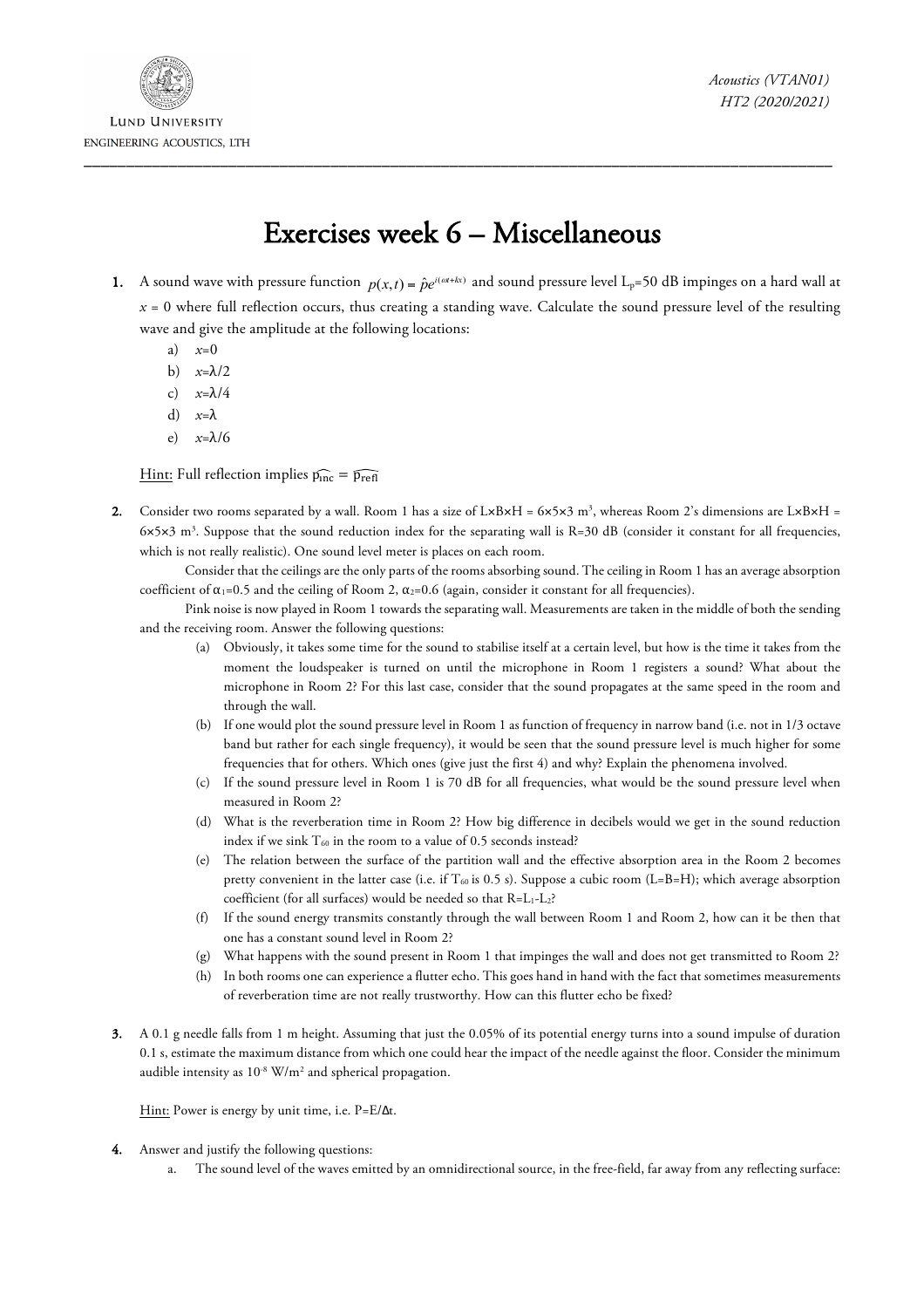# Exercises week 6 – Miscellaneous

**1.** A sound wave with pressure function $p(x,t) = \hat{p}e^{i(\omega t + kx)}$ and sound pressure level $L_p$=50 dB impinges on a hard wall at $x$ = 0 where full reflection occurs, thus creating a standing wave. Calculate the sound pressure level of the resulting wave and give the amplitude at the following locations:

a) $x$=0

b) $x$=λ/2

c) $x$=λ/4

d) $x$=λ

e) $x$=λ/6

Hint: Full reflection implies $\widehat{p_{inc}} = \widehat{p_{refl}}$

**2.** Consider two rooms separated by a wall. Room 1 has a size of L×B×H = 6×5×3 m³, whereas Room 2's dimensions are L×B×H = 6×5×3 m³. Suppose that the sound reduction index for the separating wall is R=30 dB (consider it constant for all frequencies, which is not really realistic). One sound level meter is places on each room.

Consider that the ceilings are the only parts of the rooms absorbing sound. The ceiling in Room 1 has an average absorption coefficient of $\alpha_1$=0.5 and the ceiling of Room 2, $\alpha_2$=0.6 (again, consider it constant for all frequencies).

Pink noise is now played in Room 1 towards the separating wall. Measurements are taken in the middle of both the sending and the receiving room. Answer the following questions:

(a) Obviously, it takes some time for the sound to stabilise itself at a certain level, but how is the time it takes from the moment the loudspeaker is turned on until the microphone in Room 1 registers a sound? What about the microphone in Room 2? For this last case, consider that the sound propagates at the same speed in the room and through the wall.

(b) If one would plot the sound pressure level in Room 1 as function of frequency in narrow band (i.e. not in 1/3 octave band but rather for each single frequency), it would be seen that the sound pressure level is much higher for some frequencies that for others. Which ones (give just the first 4) and why? Explain the phenomena involved.

(c) If the sound pressure level in Room 1 is 70 dB for all frequencies, what would be the sound pressure level when measured in Room 2?

(d) What is the reverberation time in Room 2? How big difference in decibels would we get in the sound reduction index if we sink $T_{60}$ in the room to a value of 0.5 seconds instead?

(e) The relation between the surface of the partition wall and the effective absorption area in the Room 2 becomes pretty convenient in the latter case (i.e. if $T_{60}$ is 0.5 s). Suppose a cubic room (L=B=H); which average absorption coefficient (for all surfaces) would be needed so that $R=L_1-L_2$?

(f) If the sound energy transmits constantly through the wall between Room 1 and Room 2, how can it be then that one has a constant sound level in Room 2?

(g) What happens with the sound present in Room 1 that impinges the wall and does not get transmitted to Room 2?

(h) In both rooms one can experience a flutter echo. This goes hand in hand with the fact that sometimes measurements of reverberation time are not really trustworthy. How can this flutter echo be fixed?

**3.** A 0.1 g needle falls from 1 m height. Assuming that just the 0.05% of its potential energy turns into a sound impulse of duration 0.1 s, estimate the maximum distance from which one could hear the impact of the needle against the floor. Consider the minimum audible intensity as $10^{-8}$ W/m² and spherical propagation.

Hint: Power is energy by unit time, i.e. $P=E/\Delta t$.

**4.** Answer and justify the following questions:

a. The sound level of the waves emitted by an omnidirectional source, in the free-field, far away from any reflecting surface: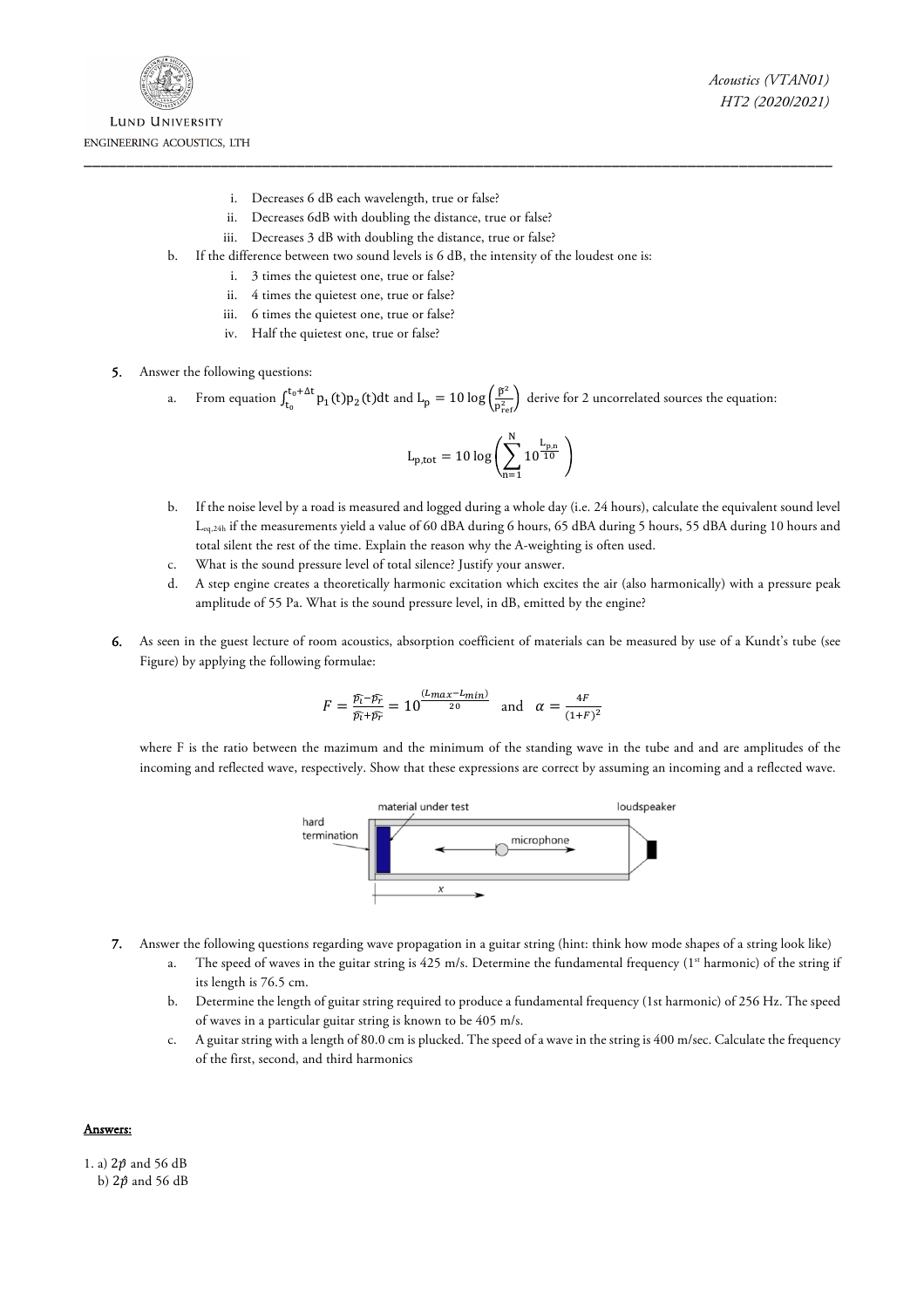i. Decreases 6 dB each wavelength, true or false?
ii. Decreases 6dB with doubling the distance, true or false?
iii. Decreases 3 dB with doubling the distance, true or false?

b. If the difference between two sound levels is 6 dB, the intensity of the loudest one is:
   i. 3 times the quietest one, true or false?
   ii. 4 times the quietest one, true or false?
   iii. 6 times the quietest one, true or false?
   iv. Half the quietest one, true or false?

**5.** Answer the following questions:

a. From equation $\int_{t_0}^{t_0+\Delta t} p_1(t)p_2(t)dt$ and $L_p = 10\log\left(\frac{\tilde{p}^2}{p_{ref}^2}\right)$ derive for 2 uncorrelated sources the equation:

$$L_{p,tot} = 10\log\left(\sum_{n=1}^{N} 10^{\frac{L_{p,n}}{10}}\right)$$

b. If the noise level by a road is measured and logged during a whole day (i.e. 24 hours), calculate the equivalent sound level $L_{eq,24h}$ if the measurements yield a value of 60 dBA during 6 hours, 65 dBA during 5 hours, 55 dBA during 10 hours and total silent the rest of the time. Explain the reason why the A-weighting is often used.

c. What is the sound pressure level of total silence? Justify your answer.

d. A step engine creates a theoretically harmonic excitation which excites the air (also harmonically) with a pressure peak amplitude of 55 Pa. What is the sound pressure level, in dB, emitted by the engine?

**6.** As seen in the guest lecture of room acoustics, absorption coefficient of materials can be measured by use of a Kundt's tube (see Figure) by applying the following formulae:

$$F = \frac{\hat{p_i} - \hat{p_r}}{\hat{p_i} + \hat{p_r}} = 10^{\frac{(L_{max} - L_{min})}{20}} \quad \text{and} \quad \alpha = \frac{4F}{(1+F)^2}$$

where F is the ratio between the mazimum and the minimum of the standing wave in the tube and and are amplitudes of the incoming and reflected wave, respectively. Show that these expressions are correct by assuming an incoming and a reflected wave.

hard termination — material under test — microphone — loudspeaker — $x$

**7.** Answer the following questions regarding wave propagation in a guitar string (hint: think how mode shapes of a string look like)

a. The speed of waves in the guitar string is 425 m/s. Determine the fundamental frequency (1st harmonic) of the string if its length is 76.5 cm.

b. Determine the length of guitar string required to produce a fundamental frequency (1st harmonic) of 256 Hz. The speed of waves in a particular guitar string is known to be 405 m/s.

c. A guitar string with a length of 80.0 cm is plucked. The speed of a wave in the string is 400 m/sec. Calculate the frequency of the first, second, and third harmonics

**Answers:**

1. a) $2\hat{p}$ and 56 dB
   b) $2\hat{p}$ and 56 dB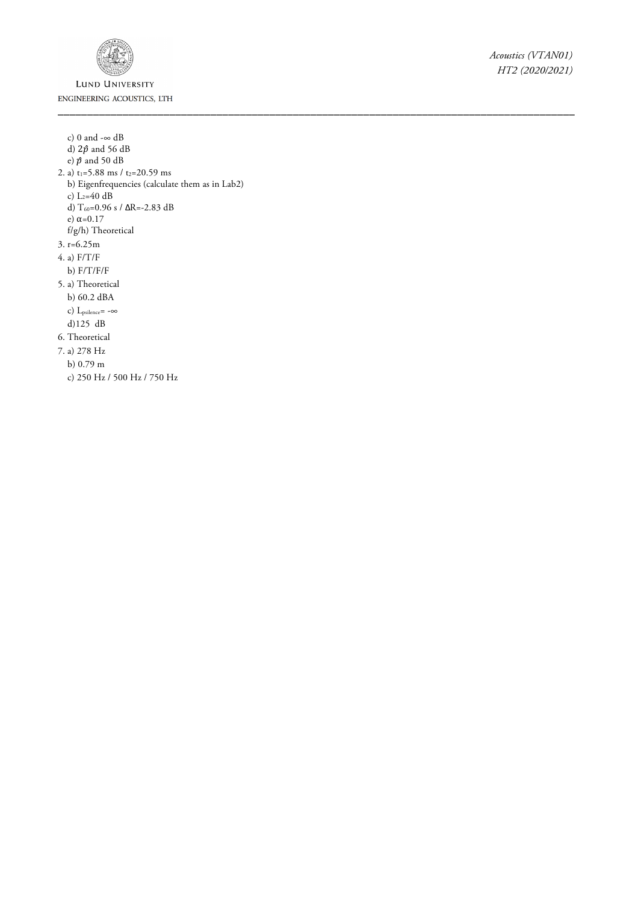c) 0 and $-\infty$ dB  
d) $2\hat{p}$ and 56 dB  
e) $\hat{p}$ and 50 dB

2. a) $t_1$=5.88 ms / $t_2$=20.59 ms  
   b) Eigenfrequencies (calculate them as in Lab2)  
   c) $L_2$=40 dB  
   d) $T_{60}$=0.96 s / ΔR=-2.83 dB  
   e) α=0.17  
   f/g/h) Theoretical
3. r=6.25m
4. a) F/T/F  
   b) F/T/F/F
5. a) Theoretical  
   b) 60.2 dBA  
   c) $L_{psilence}$= $-\infty$  
   d)125 dB
6. Theoretical
7. a) 278 Hz  
   b) 0.79 m  
   c) 250 Hz / 500 Hz / 750 Hz